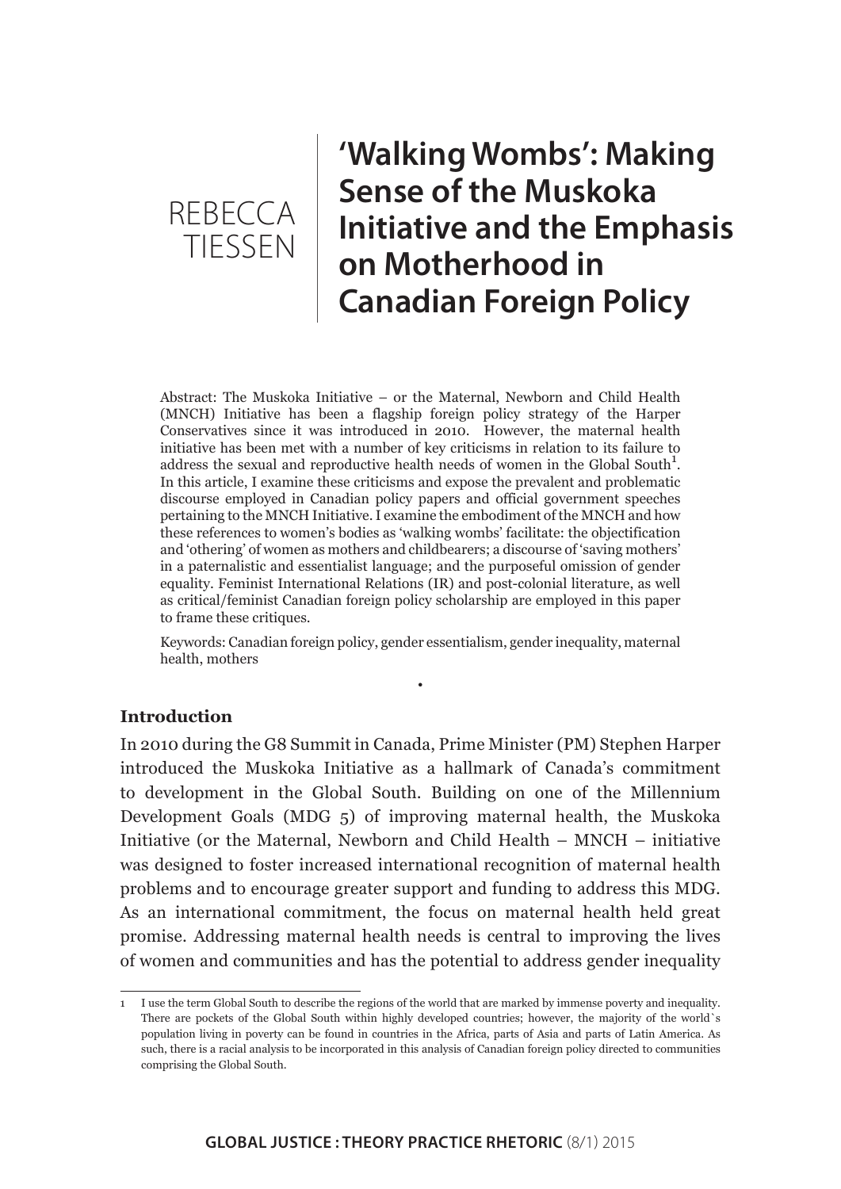REBECCA TIESSEN

# 'Walking Wombs': Making Sense of the Muskoka Initiative and the Emphasis on Motherhood in Canadian Foreign Policy

Abstract: The Muskoka Initiative – or the Maternal, Newborn and Child Health (MNCH) Initiative has been a flagship foreign policy strategy of the Harper Conservatives since it was introduced in 2010. However, the maternal health initiative has been met with a number of key criticisms in relation to its failure to address the sexual and reproductive health needs of women in the Global South[1]. In this article, I examine these criticisms and expose the prevalent and problematic discourse employed in Canadian policy papers and official government speeches pertaining to the MNCH Initiative. I examine the embodiment of the MNCH and how these references to women's bodies as 'walking wombs' facilitate: the objectification and 'othering' of women as mothers and childbearers; a discourse of 'saving mothers' in a paternalistic and essentialist language; and the purposeful omission of gender equality. Feminist International Relations (IR) and post-colonial literature, as well as critical/feminist Canadian foreign policy scholarship are employed in this paper to frame these critiques.

Keywords: Canadian foreign policy, gender essentialism, gender inequality, maternal health, mothers

•

### Introduction

In 2010 during the G8 Summit in Canada, Prime Minister (PM) Stephen Harper introduced the Muskoka Initiative as a hallmark of Canada's commitment to development in the Global South. Building on one of the Millennium Development Goals (MDG 5) of improving maternal health, the Muskoka Initiative (or the Maternal, Newborn and Child Health – MNCH – initiative was designed to foster increased international recognition of maternal health problems and to encourage greater support and funding to address this MDG. As an international commitment, the focus on maternal health held great promise. Addressing maternal health needs is central to improving the lives of women and communities and has the potential to address gender inequality

1 I use the term Global South to describe the regions of the world that are marked by immense poverty and inequality. There are pockets of the Global South within highly developed countries; however, the majority of the world`s population living in poverty can be found in countries in the Africa, parts of Asia and parts of Latin America. As such, there is a racial analysis to be incorporated in this analysis of Canadian foreign policy directed to communities comprising the Global South.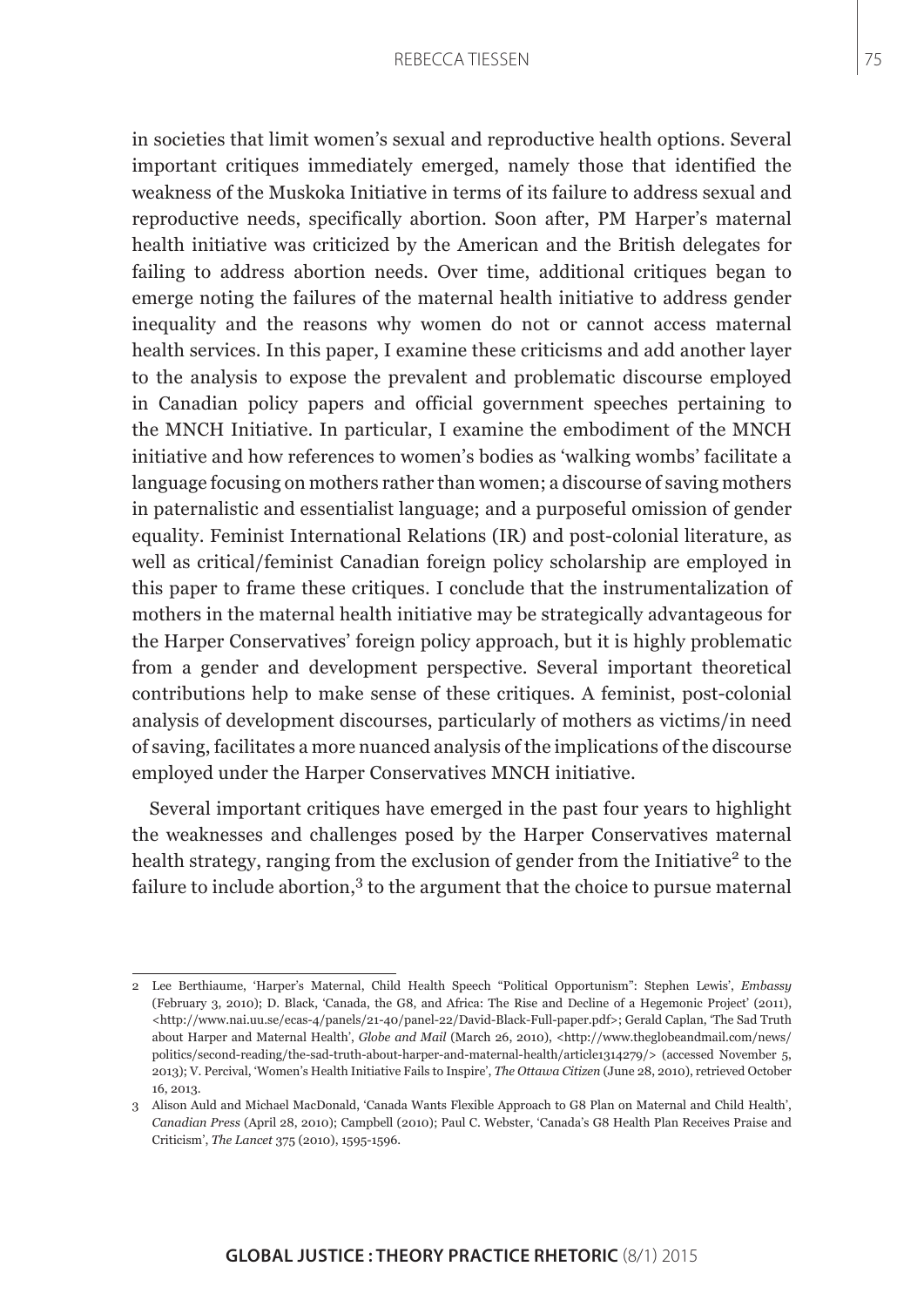in societies that limit women's sexual and reproductive health options. Several important critiques immediately emerged, namely those that identified the weakness of the Muskoka Initiative in terms of its failure to address sexual and reproductive needs, specifically abortion. Soon after, PM Harper's maternal health initiative was criticized by the American and the British delegates for failing to address abortion needs. Over time, additional critiques began to emerge noting the failures of the maternal health initiative to address gender inequality and the reasons why women do not or cannot access maternal health services. In this paper, I examine these criticisms and add another layer to the analysis to expose the prevalent and problematic discourse employed in Canadian policy papers and official government speeches pertaining to the MNCH Initiative. In particular, I examine the embodiment of the MNCH initiative and how references to women's bodies as 'walking wombs' facilitate a language focusing on mothers rather than women; a discourse of saving mothers in paternalistic and essentialist language; and a purposeful omission of gender equality. Feminist International Relations (IR) and post-colonial literature, as well as critical/feminist Canadian foreign policy scholarship are employed in this paper to frame these critiques. I conclude that the instrumentalization of mothers in the maternal health initiative may be strategically advantageous for the Harper Conservatives' foreign policy approach, but it is highly problematic from a gender and development perspective. Several important theoretical contributions help to make sense of these critiques. A feminist, post-colonial analysis of development discourses, particularly of mothers as victims/in need of saving, facilitates a more nuanced analysis of the implications of the discourse employed under the Harper Conservatives MNCH initiative.

Several important critiques have emerged in the past four years to highlight the weaknesses and challenges posed by the Harper Conservatives maternal health strategy, ranging from the exclusion of gender from the Initiative[2] to the failure to include abortion,[3] to the argument that the choice to pursue maternal

---

2 Lee Berthiaume, 'Harper's Maternal, Child Health Speech "Political Opportunism": Stephen Lewis', *Embassy* (February 3, 2010); D. Black, 'Canada, the G8, and Africa: The Rise and Decline of a Hegemonic Project' (2011), <http://www.nai.uu.se/ecas-4/panels/21-40/panel-22/David-Black-Full-paper.pdf>; Gerald Caplan, 'The Sad Truth about Harper and Maternal Health', *Globe and Mail* (March 26, 2010), <http://www.theglobeandmail.com/news/politics/second-reading/the-sad-truth-about-harper-and-maternal-health/article1314279/> (accessed November 5, 2013); V. Percival, 'Women's Health Initiative Fails to Inspire', *The Ottawa Citizen* (June 28, 2010), retrieved October 16, 2013.

3 Alison Auld and Michael MacDonald, 'Canada Wants Flexible Approach to G8 Plan on Maternal and Child Health', *Canadian Press* (April 28, 2010); Campbell (2010); Paul C. Webster, 'Canada's G8 Health Plan Receives Praise and Criticism', *The Lancet* 375 (2010), 1595-1596.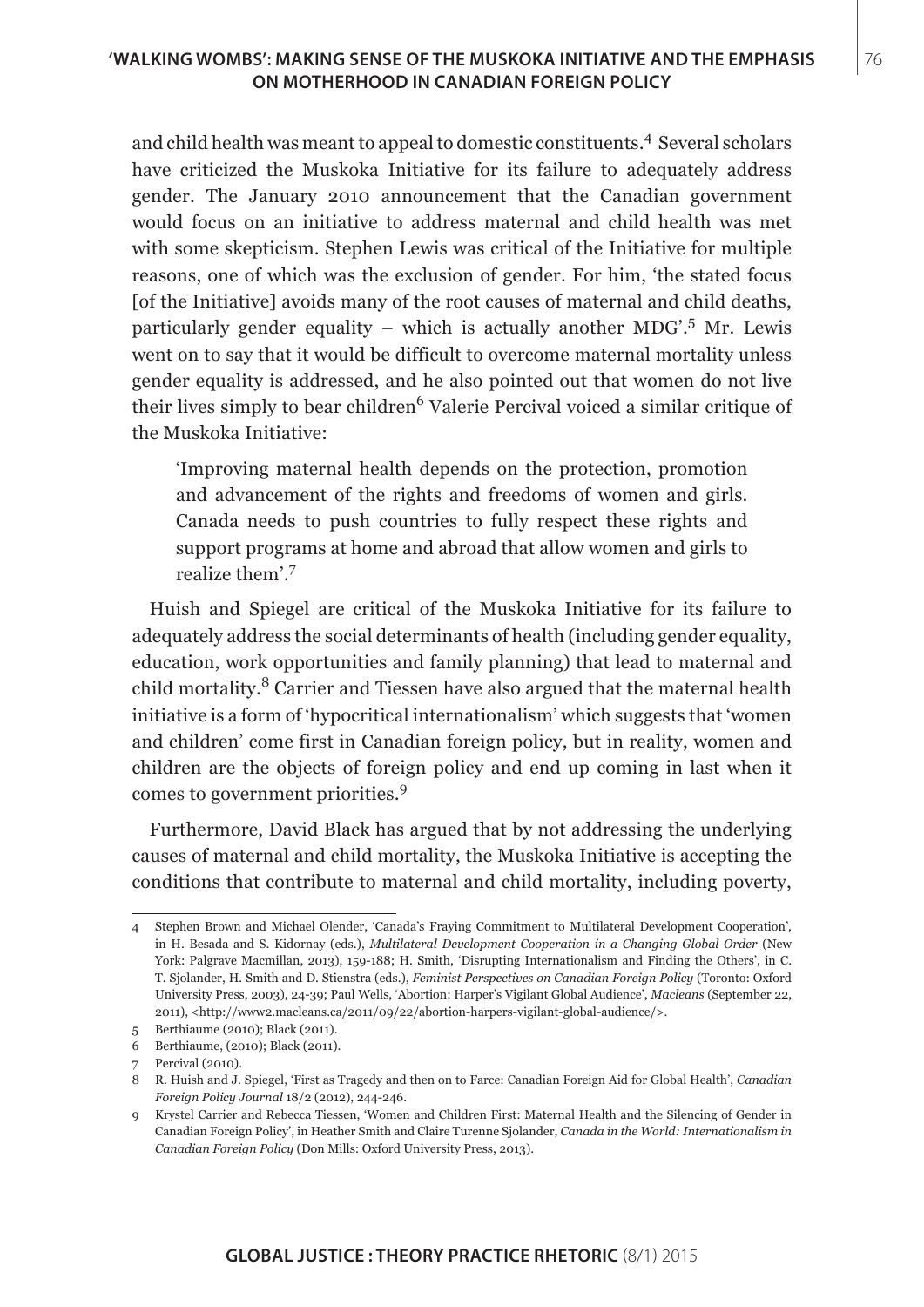and child health was meant to appeal to domestic constituents.[4] Several scholars have criticized the Muskoka Initiative for its failure to adequately address gender. The January 2010 announcement that the Canadian government would focus on an initiative to address maternal and child health was met with some skepticism. Stephen Lewis was critical of the Initiative for multiple reasons, one of which was the exclusion of gender. For him, 'the stated focus [of the Initiative] avoids many of the root causes of maternal and child deaths, particularly gender equality – which is actually another MDG'.[5] Mr. Lewis went on to say that it would be difficult to overcome maternal mortality unless gender equality is addressed, and he also pointed out that women do not live their lives simply to bear children[6] Valerie Percival voiced a similar critique of the Muskoka Initiative:

> 'Improving maternal health depends on the protection, promotion and advancement of the rights and freedoms of women and girls. Canada needs to push countries to fully respect these rights and support programs at home and abroad that allow women and girls to realize them'.[7]

Huish and Spiegel are critical of the Muskoka Initiative for its failure to adequately address the social determinants of health (including gender equality, education, work opportunities and family planning) that lead to maternal and child mortality.[8] Carrier and Tiessen have also argued that the maternal health initiative is a form of 'hypocritical internationalism' which suggests that 'women and children' come first in Canadian foreign policy, but in reality, women and children are the objects of foreign policy and end up coming in last when it comes to government priorities.[9]

Furthermore, David Black has argued that by not addressing the underlying causes of maternal and child mortality, the Muskoka Initiative is accepting the conditions that contribute to maternal and child mortality, including poverty,

---

4 Stephen Brown and Michael Olender, 'Canada's Fraying Commitment to Multilateral Development Cooperation', in H. Besada and S. Kidornay (eds.), *Multilateral Development Cooperation in a Changing Global Order* (New York: Palgrave Macmillan, 2013), 159-188; H. Smith, 'Disrupting Internationalism and Finding the Others', in C. T. Sjolander, H. Smith and D. Stienstra (eds.), *Feminist Perspectives on Canadian Foreign Policy* (Toronto: Oxford University Press, 2003), 24-39; Paul Wells, 'Abortion: Harper's Vigilant Global Audience', *Macleans* (September 22, 2011), <http://www2.macleans.ca/2011/09/22/abortion-harpers-vigilant-global-audience/>.

5 Berthiaume (2010); Black (2011).

6 Berthiaume, (2010); Black (2011).

7 Percival (2010).

8 R. Huish and J. Spiegel, 'First as Tragedy and then on to Farce: Canadian Foreign Aid for Global Health', *Canadian Foreign Policy Journal* 18/2 (2012), 244-246.

9 Krystel Carrier and Rebecca Tiessen, 'Women and Children First: Maternal Health and the Silencing of Gender in Canadian Foreign Policy', in Heather Smith and Claire Turenne Sjolander, *Canada in the World: Internationalism in Canadian Foreign Policy* (Don Mills: Oxford University Press, 2013).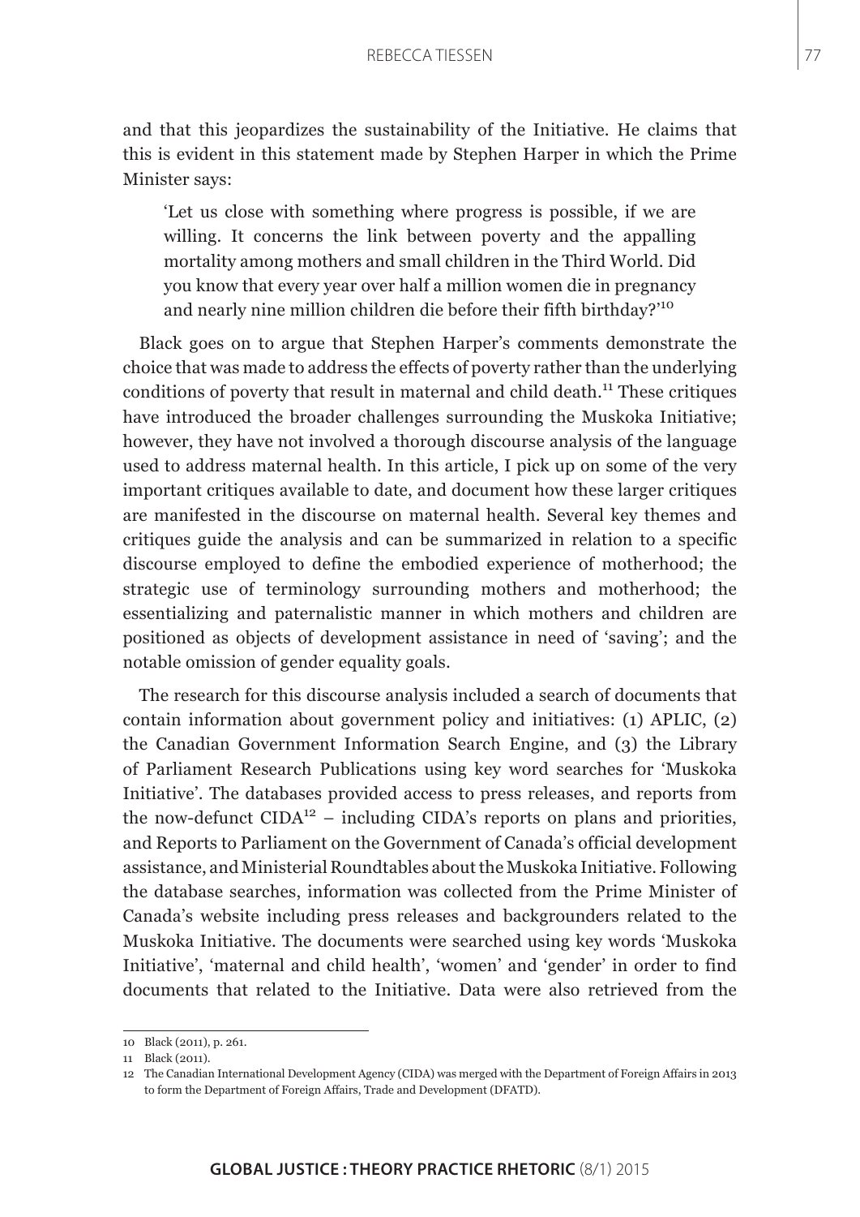and that this jeopardizes the sustainability of the Initiative. He claims that this is evident in this statement made by Stephen Harper in which the Prime Minister says:

> 'Let us close with something where progress is possible, if we are willing. It concerns the link between poverty and the appalling mortality among mothers and small children in the Third World. Did you know that every year over half a million women die in pregnancy and nearly nine million children die before their fifth birthday?'[10]

Black goes on to argue that Stephen Harper's comments demonstrate the choice that was made to address the effects of poverty rather than the underlying conditions of poverty that result in maternal and child death.[11] These critiques have introduced the broader challenges surrounding the Muskoka Initiative; however, they have not involved a thorough discourse analysis of the language used to address maternal health. In this article, I pick up on some of the very important critiques available to date, and document how these larger critiques are manifested in the discourse on maternal health. Several key themes and critiques guide the analysis and can be summarized in relation to a specific discourse employed to define the embodied experience of motherhood; the strategic use of terminology surrounding mothers and motherhood; the essentializing and paternalistic manner in which mothers and children are positioned as objects of development assistance in need of 'saving'; and the notable omission of gender equality goals.

The research for this discourse analysis included a search of documents that contain information about government policy and initiatives: (1) APLIC, (2) the Canadian Government Information Search Engine, and (3) the Library of Parliament Research Publications using key word searches for 'Muskoka Initiative'. The databases provided access to press releases, and reports from the now-defunct CIDA[12] – including CIDA's reports on plans and priorities, and Reports to Parliament on the Government of Canada's official development assistance, and Ministerial Roundtables about the Muskoka Initiative. Following the database searches, information was collected from the Prime Minister of Canada's website including press releases and backgrounders related to the Muskoka Initiative. The documents were searched using key words 'Muskoka Initiative', 'maternal and child health', 'women' and 'gender' in order to find documents that related to the Initiative. Data were also retrieved from the

---

10 Black (2011), p. 261.

11 Black (2011).

12 The Canadian International Development Agency (CIDA) was merged with the Department of Foreign Affairs in 2013 to form the Department of Foreign Affairs, Trade and Development (DFATD).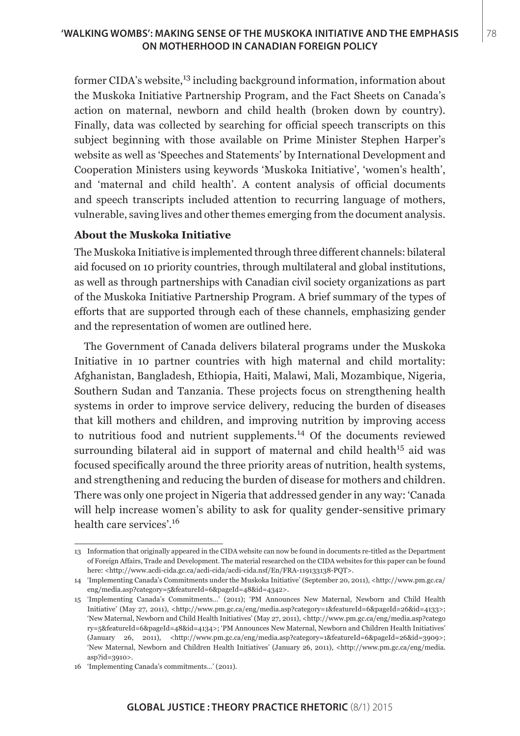former CIDA's website,[13] including background information, information about the Muskoka Initiative Partnership Program, and the Fact Sheets on Canada's action on maternal, newborn and child health (broken down by country). Finally, data was collected by searching for official speech transcripts on this subject beginning with those available on Prime Minister Stephen Harper's website as well as 'Speeches and Statements' by International Development and Cooperation Ministers using keywords 'Muskoka Initiative', 'women's health', and 'maternal and child health'. A content analysis of official documents and speech transcripts included attention to recurring language of mothers, vulnerable, saving lives and other themes emerging from the document analysis.

### About the Muskoka Initiative

The Muskoka Initiative is implemented through three different channels: bilateral aid focused on 10 priority countries, through multilateral and global institutions, as well as through partnerships with Canadian civil society organizations as part of the Muskoka Initiative Partnership Program. A brief summary of the types of efforts that are supported through each of these channels, emphasizing gender and the representation of women are outlined here.

The Government of Canada delivers bilateral programs under the Muskoka Initiative in 10 partner countries with high maternal and child mortality: Afghanistan, Bangladesh, Ethiopia, Haiti, Malawi, Mali, Mozambique, Nigeria, Southern Sudan and Tanzania. These projects focus on strengthening health systems in order to improve service delivery, reducing the burden of diseases that kill mothers and children, and improving nutrition by improving access to nutritious food and nutrient supplements.[14] Of the documents reviewed surrounding bilateral aid in support of maternal and child health[15] aid was focused specifically around the three priority areas of nutrition, health systems, and strengthening and reducing the burden of disease for mothers and children. There was only one project in Nigeria that addressed gender in any way: 'Canada will help increase women's ability to ask for quality gender-sensitive primary health care services'.[16]

---

13 Information that originally appeared in the CIDA website can now be found in documents re-titled as the Department of Foreign Affairs, Trade and Development. The material researched on the CIDA websites for this paper can be found here: <http://www.acdi-cida.gc.ca/acdi-cida/acdi-cida.nsf/En/FRA-119133138-PQT>.

14 'Implementing Canada's Commitments under the Muskoka Initiative' (September 20, 2011), <http://www.pm.gc.ca/eng/media.asp?category=5&featureId=6&pageId=48&id=4342>.

15 'Implementing Canada's Commitments…' (2011); 'PM Announces New Maternal, Newborn and Child Health Initiative' (May 27, 2011), <http://www.pm.gc.ca/eng/media.asp?category=1&featureId=6&pageId=26&id=4133>; 'New Maternal, Newborn and Child Health Initiatives' (May 27, 2011), <http://www.pm.gc.ca/eng/media.asp?category=5&featureId=6&pageId=48&id=4134>; 'PM Announces New Maternal, Newborn and Children Health Initiatives' (January 26, 2011), <http://www.pm.gc.ca/eng/media.asp?category=1&featureId=6&pageId=26&id=3909>; 'New Maternal, Newborn and Children Health Initiatives' (January 26, 2011), <http://www.pm.gc.ca/eng/media.asp?id=3910>.

16 'Implementing Canada's commitments…' (2011).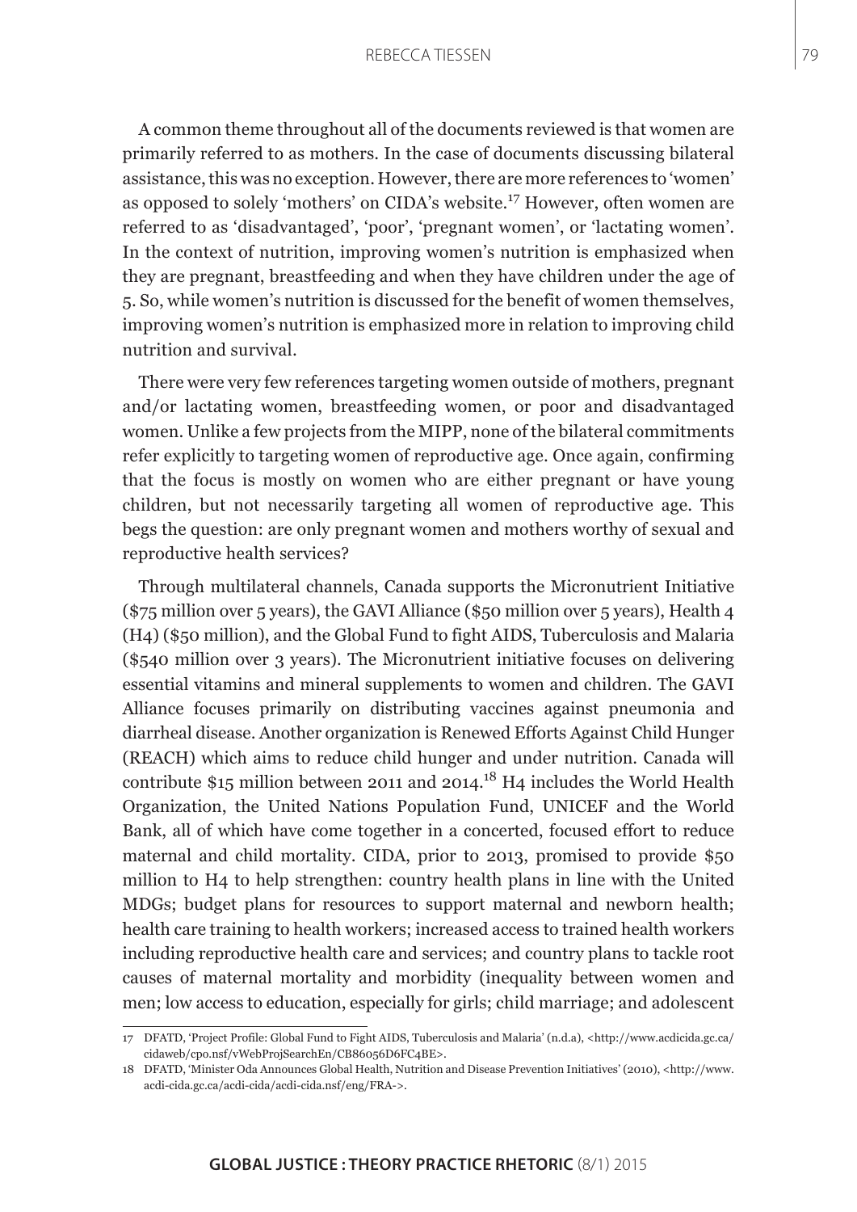A common theme throughout all of the documents reviewed is that women are primarily referred to as mothers. In the case of documents discussing bilateral assistance, this was no exception. However, there are more references to 'women' as opposed to solely 'mothers' on CIDA's website.[17] However, often women are referred to as 'disadvantaged', 'poor', 'pregnant women', or 'lactating women'. In the context of nutrition, improving women's nutrition is emphasized when they are pregnant, breastfeeding and when they have children under the age of 5. So, while women's nutrition is discussed for the benefit of women themselves, improving women's nutrition is emphasized more in relation to improving child nutrition and survival.

There were very few references targeting women outside of mothers, pregnant and/or lactating women, breastfeeding women, or poor and disadvantaged women. Unlike a few projects from the MIPP, none of the bilateral commitments refer explicitly to targeting women of reproductive age. Once again, confirming that the focus is mostly on women who are either pregnant or have young children, but not necessarily targeting all women of reproductive age. This begs the question: are only pregnant women and mothers worthy of sexual and reproductive health services?

Through multilateral channels, Canada supports the Micronutrient Initiative ($75 million over 5 years), the GAVI Alliance ($50 million over 5 years), Health 4 (H4) ($50 million), and the Global Fund to fight AIDS, Tuberculosis and Malaria ($540 million over 3 years). The Micronutrient initiative focuses on delivering essential vitamins and mineral supplements to women and children. The GAVI Alliance focuses primarily on distributing vaccines against pneumonia and diarrheal disease. Another organization is Renewed Efforts Against Child Hunger (REACH) which aims to reduce child hunger and under nutrition. Canada will contribute $15 million between 2011 and 2014.[18] H4 includes the World Health Organization, the United Nations Population Fund, UNICEF and the World Bank, all of which have come together in a concerted, focused effort to reduce maternal and child mortality. CIDA, prior to 2013, promised to provide $50 million to H4 to help strengthen: country health plans in line with the United MDGs; budget plans for resources to support maternal and newborn health; health care training to health workers; increased access to trained health workers including reproductive health care and services; and country plans to tackle root causes of maternal mortality and morbidity (inequality between women and men; low access to education, especially for girls; child marriage; and adolescent

---

17 DFATD, 'Project Profile: Global Fund to Fight AIDS, Tuberculosis and Malaria' (n.d.a), <http://www.acdicida.gc.ca/cidaweb/cpo.nsf/vWebProjSearchEn/CB86056D6FC4BE>.

18 DFATD, 'Minister Oda Announces Global Health, Nutrition and Disease Prevention Initiatives' (2010), <http://www.acdi-cida.gc.ca/acdi-cida/acdi-cida.nsf/eng/FRA->.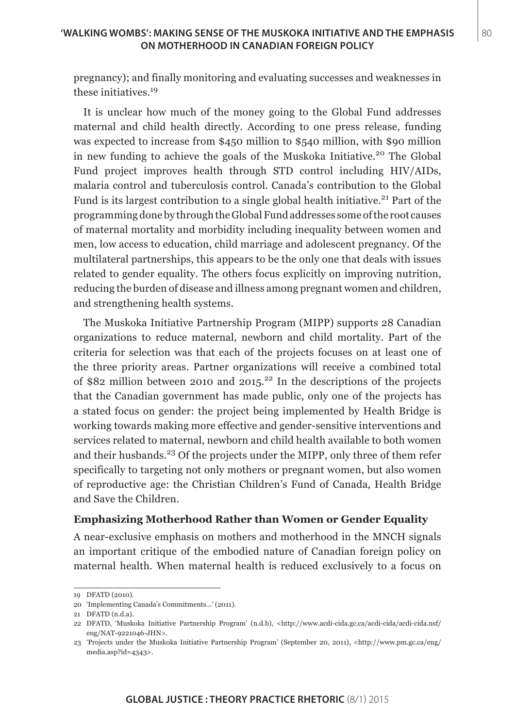pregnancy); and finally monitoring and evaluating successes and weaknesses in these initiatives.[19]

It is unclear how much of the money going to the Global Fund addresses maternal and child health directly. According to one press release, funding was expected to increase from $450 million to $540 million, with $90 million in new funding to achieve the goals of the Muskoka Initiative.[20] The Global Fund project improves health through STD control including HIV/AIDs, malaria control and tuberculosis control. Canada's contribution to the Global Fund is its largest contribution to a single global health initiative.[21] Part of the programming done by through the Global Fund addresses some of the root causes of maternal mortality and morbidity including inequality between women and men, low access to education, child marriage and adolescent pregnancy. Of the multilateral partnerships, this appears to be the only one that deals with issues related to gender equality. The others focus explicitly on improving nutrition, reducing the burden of disease and illness among pregnant women and children, and strengthening health systems.

The Muskoka Initiative Partnership Program (MIPP) supports 28 Canadian organizations to reduce maternal, newborn and child mortality. Part of the criteria for selection was that each of the projects focuses on at least one of the three priority areas. Partner organizations will receive a combined total of $82 million between 2010 and 2015.[22] In the descriptions of the projects that the Canadian government has made public, only one of the projects has a stated focus on gender: the project being implemented by Health Bridge is working towards making more effective and gender-sensitive interventions and services related to maternal, newborn and child health available to both women and their husbands.[23] Of the projects under the MIPP, only three of them refer specifically to targeting not only mothers or pregnant women, but also women of reproductive age: the Christian Children's Fund of Canada, Health Bridge and Save the Children.

**Emphasizing Motherhood Rather than Women or Gender Equality**

A near-exclusive emphasis on mothers and motherhood in the MNCH signals an important critique of the embodied nature of Canadian foreign policy on maternal health. When maternal health is reduced exclusively to a focus on

---

19 DFATD (2010).

20 'Implementing Canada's Commitments...' (2011).

21 DFATD (n.d.a).

22 DFATD, 'Muskoka Initiative Partnership Program' (n.d.b), <http://www.acdi-cida.gc.ca/acdi-cida/acdi-cida.nsf/eng/NAT-9221046-JHN>.

23 'Projects under the Muskoka Initiative Partnership Program' (September 20, 2011), <http://www.pm.gc.ca/eng/media.asp?id=4343>.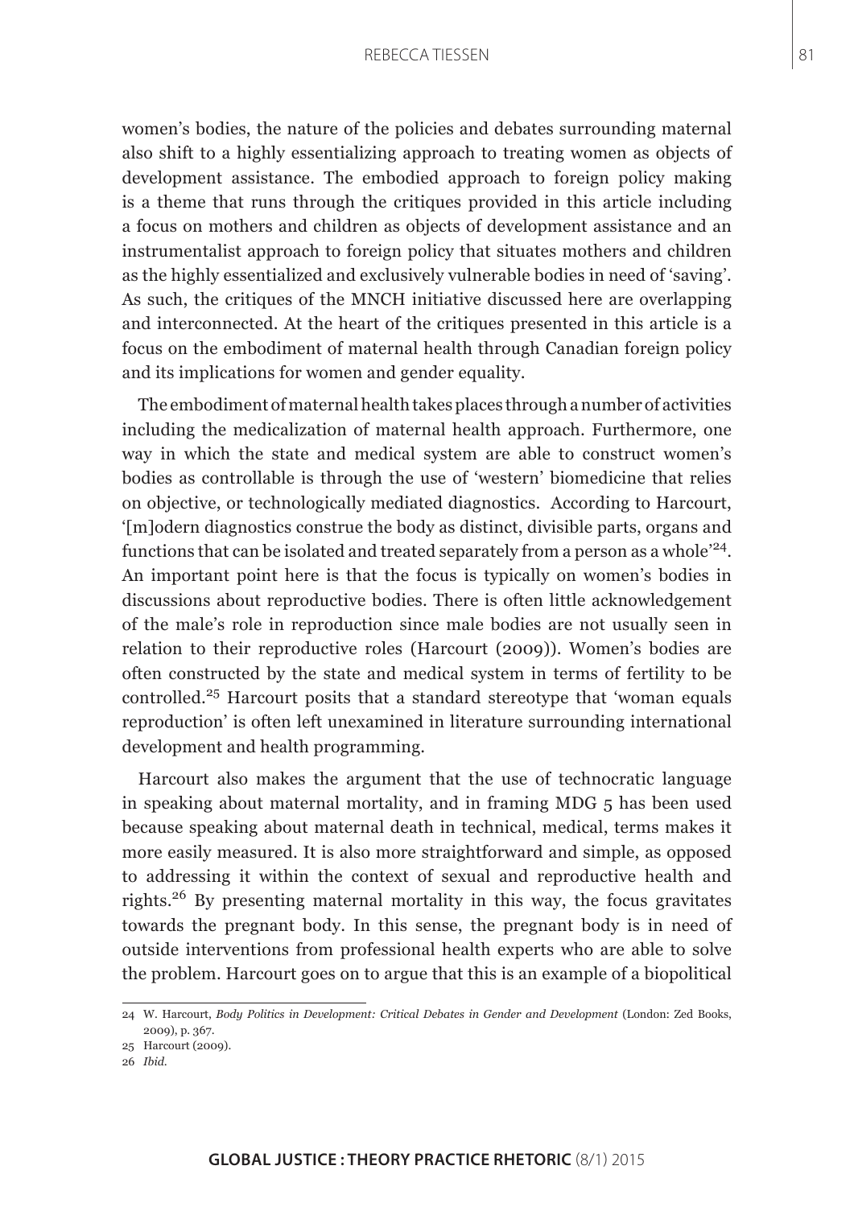women's bodies, the nature of the policies and debates surrounding maternal also shift to a highly essentializing approach to treating women as objects of development assistance. The embodied approach to foreign policy making is a theme that runs through the critiques provided in this article including a focus on mothers and children as objects of development assistance and an instrumentalist approach to foreign policy that situates mothers and children as the highly essentialized and exclusively vulnerable bodies in need of 'saving'. As such, the critiques of the MNCH initiative discussed here are overlapping and interconnected. At the heart of the critiques presented in this article is a focus on the embodiment of maternal health through Canadian foreign policy and its implications for women and gender equality.

The embodiment of maternal health takes places through a number of activities including the medicalization of maternal health approach. Furthermore, one way in which the state and medical system are able to construct women's bodies as controllable is through the use of 'western' biomedicine that relies on objective, or technologically mediated diagnostics. According to Harcourt, '[m]odern diagnostics construe the body as distinct, divisible parts, organs and functions that can be isolated and treated separately from a person as a whole'[24]. An important point here is that the focus is typically on women's bodies in discussions about reproductive bodies. There is often little acknowledgement of the male's role in reproduction since male bodies are not usually seen in relation to their reproductive roles (Harcourt (2009)). Women's bodies are often constructed by the state and medical system in terms of fertility to be controlled.[25] Harcourt posits that a standard stereotype that 'woman equals reproduction' is often left unexamined in literature surrounding international development and health programming.

Harcourt also makes the argument that the use of technocratic language in speaking about maternal mortality, and in framing MDG 5 has been used because speaking about maternal death in technical, medical, terms makes it more easily measured. It is also more straightforward and simple, as opposed to addressing it within the context of sexual and reproductive health and rights.[26] By presenting maternal mortality in this way, the focus gravitates towards the pregnant body. In this sense, the pregnant body is in need of outside interventions from professional health experts who are able to solve the problem. Harcourt goes on to argue that this is an example of a biopolitical

---

24 W. Harcourt, *Body Politics in Development: Critical Debates in Gender and Development* (London: Zed Books, 2009), p. 367.

25 Harcourt (2009).

26 *Ibid.*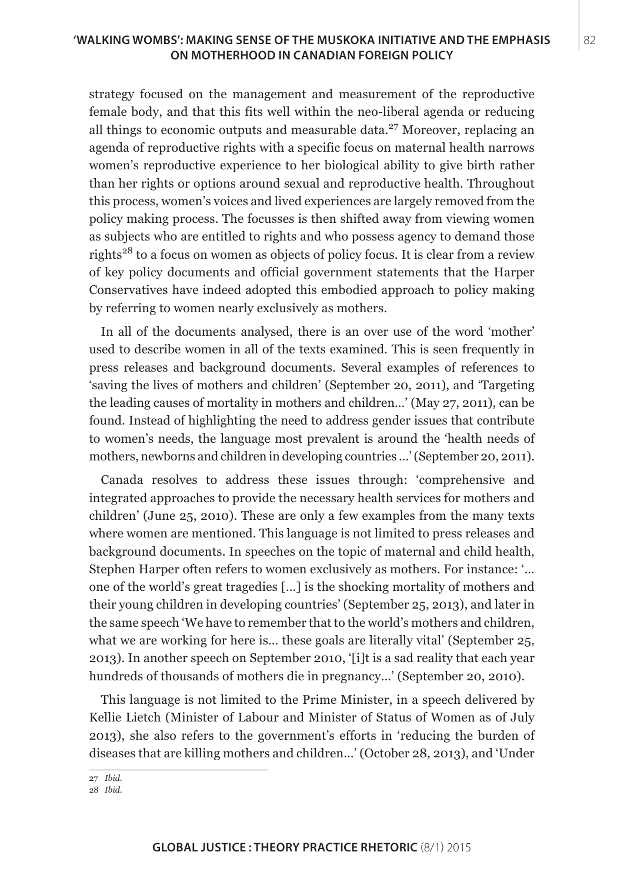strategy focused on the management and measurement of the reproductive female body, and that this fits well within the neo-liberal agenda or reducing all things to economic outputs and measurable data.[27] Moreover, replacing an agenda of reproductive rights with a specific focus on maternal health narrows women's reproductive experience to her biological ability to give birth rather than her rights or options around sexual and reproductive health. Throughout this process, women's voices and lived experiences are largely removed from the policy making process. The focusses is then shifted away from viewing women as subjects who are entitled to rights and who possess agency to demand those rights[28] to a focus on women as objects of policy focus. It is clear from a review of key policy documents and official government statements that the Harper Conservatives have indeed adopted this embodied approach to policy making by referring to women nearly exclusively as mothers.

In all of the documents analysed, there is an over use of the word 'mother' used to describe women in all of the texts examined. This is seen frequently in press releases and background documents. Several examples of references to 'saving the lives of mothers and children' (September 20, 2011), and 'Targeting the leading causes of mortality in mothers and children...' (May 27, 2011), can be found. Instead of highlighting the need to address gender issues that contribute to women's needs, the language most prevalent is around the 'health needs of mothers, newborns and children in developing countries ...' (September 20, 2011).

Canada resolves to address these issues through: 'comprehensive and integrated approaches to provide the necessary health services for mothers and children' (June 25, 2010). These are only a few examples from the many texts where women are mentioned. This language is not limited to press releases and background documents. In speeches on the topic of maternal and child health, Stephen Harper often refers to women exclusively as mothers. For instance: '... one of the world's great tragedies [...] is the shocking mortality of mothers and their young children in developing countries' (September 25, 2013), and later in the same speech 'We have to remember that to the world's mothers and children, what we are working for here is... these goals are literally vital' (September 25, 2013). In another speech on September 2010, '[i]t is a sad reality that each year hundreds of thousands of mothers die in pregnancy...' (September 20, 2010).

This language is not limited to the Prime Minister, in a speech delivered by Kellie Lietch (Minister of Labour and Minister of Status of Women as of July 2013), she also refers to the government's efforts in 'reducing the burden of diseases that are killing mothers and children...' (October 28, 2013), and 'Under

27 *Ibid.*

28 *Ibid.*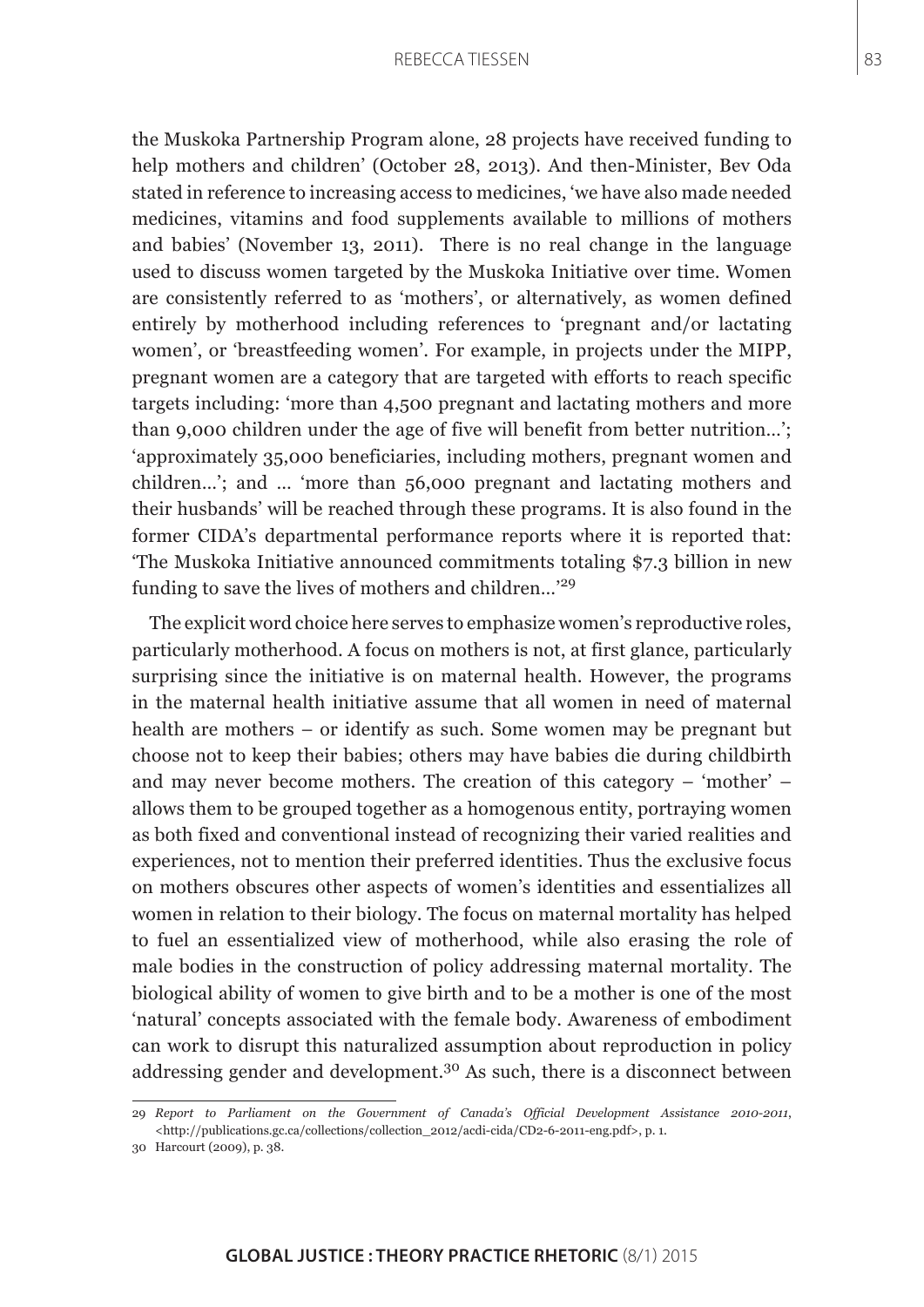the Muskoka Partnership Program alone, 28 projects have received funding to help mothers and children' (October 28, 2013). And then-Minister, Bev Oda stated in reference to increasing access to medicines, 'we have also made needed medicines, vitamins and food supplements available to millions of mothers and babies' (November 13, 2011). There is no real change in the language used to discuss women targeted by the Muskoka Initiative over time. Women are consistently referred to as 'mothers', or alternatively, as women defined entirely by motherhood including references to 'pregnant and/or lactating women', or 'breastfeeding women'. For example, in projects under the MIPP, pregnant women are a category that are targeted with efforts to reach specific targets including: 'more than 4,500 pregnant and lactating mothers and more than 9,000 children under the age of five will benefit from better nutrition…'; 'approximately 35,000 beneficiaries, including mothers, pregnant women and children…'; and … 'more than 56,000 pregnant and lactating mothers and their husbands' will be reached through these programs. It is also found in the former CIDA's departmental performance reports where it is reported that: 'The Muskoka Initiative announced commitments totaling \$7.3 billion in new funding to save the lives of mothers and children…'[29]

The explicit word choice here serves to emphasize women's reproductive roles, particularly motherhood. A focus on mothers is not, at first glance, particularly surprising since the initiative is on maternal health. However, the programs in the maternal health initiative assume that all women in need of maternal health are mothers – or identify as such. Some women may be pregnant but choose not to keep their babies; others may have babies die during childbirth and may never become mothers. The creation of this category – 'mother' – allows them to be grouped together as a homogenous entity, portraying women as both fixed and conventional instead of recognizing their varied realities and experiences, not to mention their preferred identities. Thus the exclusive focus on mothers obscures other aspects of women's identities and essentializes all women in relation to their biology. The focus on maternal mortality has helped to fuel an essentialized view of motherhood, while also erasing the role of male bodies in the construction of policy addressing maternal mortality. The biological ability of women to give birth and to be a mother is one of the most 'natural' concepts associated with the female body. Awareness of embodiment can work to disrupt this naturalized assumption about reproduction in policy addressing gender and development.[30] As such, there is a disconnect between

---

29 *Report to Parliament on the Government of Canada's Official Development Assistance 2010-2011*, <http://publications.gc.ca/collections/collection_2012/acdi-cida/CD2-6-2011-eng.pdf>, p. 1.

30 Harcourt (2009), p. 38.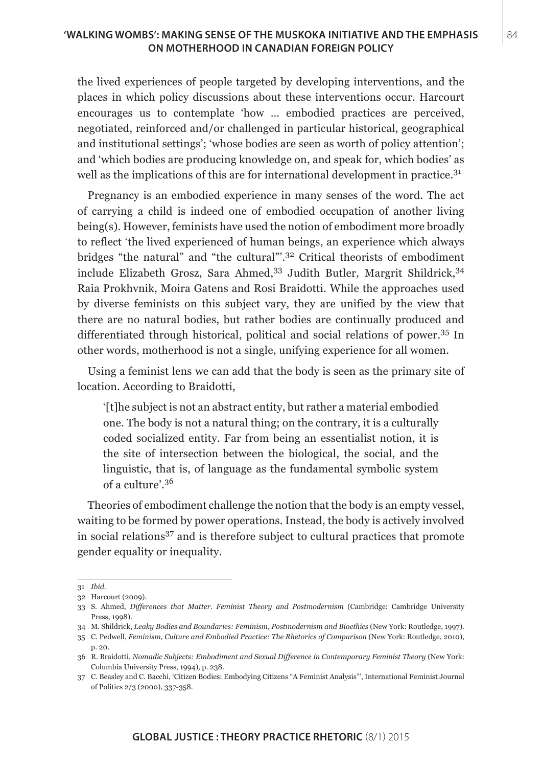the lived experiences of people targeted by developing interventions, and the places in which policy discussions about these interventions occur. Harcourt encourages us to contemplate 'how ... embodied practices are perceived, negotiated, reinforced and/or challenged in particular historical, geographical and institutional settings'; 'whose bodies are seen as worth of policy attention'; and 'which bodies are producing knowledge on, and speak for, which bodies' as well as the implications of this are for international development in practice.[31]

Pregnancy is an embodied experience in many senses of the word. The act of carrying a child is indeed one of embodied occupation of another living being(s). However, feminists have used the notion of embodiment more broadly to reflect 'the lived experienced of human beings, an experience which always bridges "the natural" and "the cultural"'.[32] Critical theorists of embodiment include Elizabeth Grosz, Sara Ahmed,[33] Judith Butler, Margrit Shildrick,[34] Raia Prokhvnik, Moira Gatens and Rosi Braidotti. While the approaches used by diverse feminists on this subject vary, they are unified by the view that there are no natural bodies, but rather bodies are continually produced and differentiated through historical, political and social relations of power.[35] In other words, motherhood is not a single, unifying experience for all women.

Using a feminist lens we can add that the body is seen as the primary site of location. According to Braidotti,

> '[t]he subject is not an abstract entity, but rather a material embodied one. The body is not a natural thing; on the contrary, it is a culturally coded socialized entity. Far from being an essentialist notion, it is the site of intersection between the biological, the social, and the linguistic, that is, of language as the fundamental symbolic system of a culture'.[36]

Theories of embodiment challenge the notion that the body is an empty vessel, waiting to be formed by power operations. Instead, the body is actively involved in social relations[37] and is therefore subject to cultural practices that promote gender equality or inequality.

---

31 *Ibid.*

32 Harcourt (2009).

33 S. Ahmed, *Differences that Matter. Feminist Theory and Postmodernism* (Cambridge: Cambridge University Press, 1998).

34 M. Shildrick, *Leaky Bodies and Boundaries: Feminism, Postmodernism and Bioethics* (New York: Routledge, 1997).

35 C. Pedwell, *Feminism, Culture and Embodied Practice: The Rhetorics of Comparison* (New York: Routledge, 2010), p. 20.

36 R. Braidotti, *Nomadic Subjects: Embodiment and Sexual Difference in Contemporary Feminist Theory* (New York: Columbia University Press, 1994), p. 238.

37 C. Beasley and C. Bacchi, 'Citizen Bodies: Embodying Citizens "A Feminist Analysis"', International Feminist Journal of Politics 2/3 (2000), 337-358.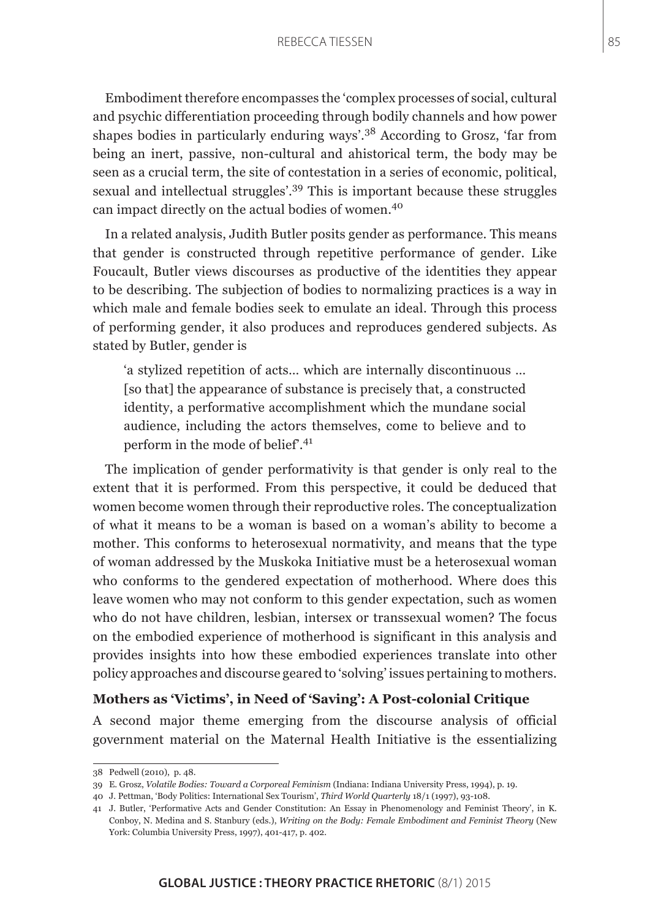Embodiment therefore encompasses the 'complex processes of social, cultural and psychic differentiation proceeding through bodily channels and how power shapes bodies in particularly enduring ways'.[38] According to Grosz, 'far from being an inert, passive, non-cultural and ahistorical term, the body may be seen as a crucial term, the site of contestation in a series of economic, political, sexual and intellectual struggles'.[39] This is important because these struggles can impact directly on the actual bodies of women.[40]

In a related analysis, Judith Butler posits gender as performance. This means that gender is constructed through repetitive performance of gender. Like Foucault, Butler views discourses as productive of the identities they appear to be describing. The subjection of bodies to normalizing practices is a way in which male and female bodies seek to emulate an ideal. Through this process of performing gender, it also produces and reproduces gendered subjects. As stated by Butler, gender is

> 'a stylized repetition of acts… which are internally discontinuous … [so that] the appearance of substance is precisely that, a constructed identity, a performative accomplishment which the mundane social audience, including the actors themselves, come to believe and to perform in the mode of belief'.[41]

The implication of gender performativity is that gender is only real to the extent that it is performed. From this perspective, it could be deduced that women become women through their reproductive roles. The conceptualization of what it means to be a woman is based on a woman's ability to become a mother. This conforms to heterosexual normativity, and means that the type of woman addressed by the Muskoka Initiative must be a heterosexual woman who conforms to the gendered expectation of motherhood. Where does this leave women who may not conform to this gender expectation, such as women who do not have children, lesbian, intersex or transsexual women? The focus on the embodied experience of motherhood is significant in this analysis and provides insights into how these embodied experiences translate into other policy approaches and discourse geared to 'solving' issues pertaining to mothers.

### Mothers as 'Victims', in Need of 'Saving': A Post-colonial Critique

A second major theme emerging from the discourse analysis of official government material on the Maternal Health Initiative is the essentializing

---

38 Pedwell (2010), p. 48.

39 E. Grosz, *Volatile Bodies: Toward a Corporeal Feminism* (Indiana: Indiana University Press, 1994), p. 19.

40 J. Pettman, 'Body Politics: International Sex Tourism', *Third World Quarterly* 18/1 (1997), 93-108.

41 J. Butler, 'Performative Acts and Gender Constitution: An Essay in Phenomenology and Feminist Theory', in K. Conboy, N. Medina and S. Stanbury (eds.), *Writing on the Body: Female Embodiment and Feminist Theory* (New York: Columbia University Press, 1997), 401-417, p. 402.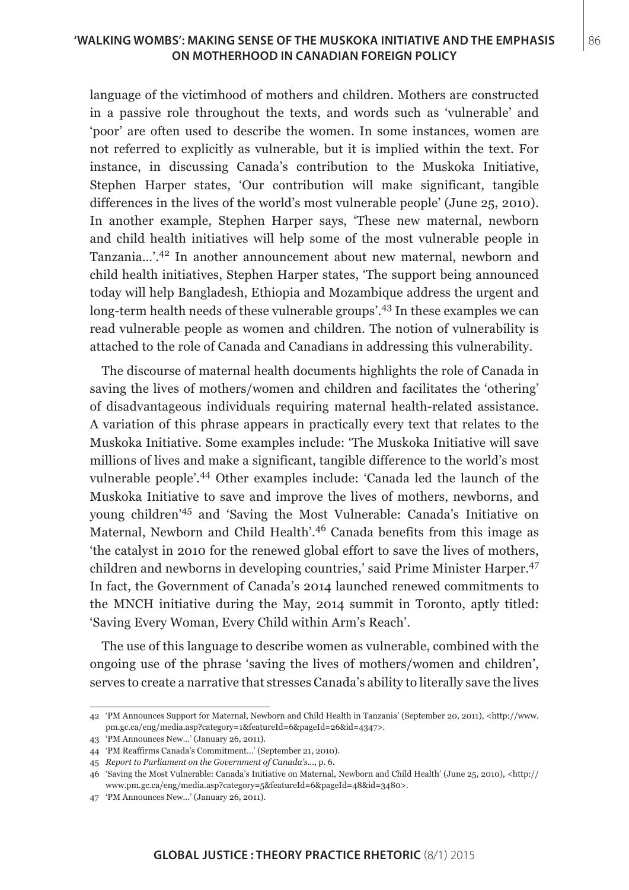language of the victimhood of mothers and children. Mothers are constructed in a passive role throughout the texts, and words such as 'vulnerable' and 'poor' are often used to describe the women. In some instances, women are not referred to explicitly as vulnerable, but it is implied within the text. For instance, in discussing Canada's contribution to the Muskoka Initiative, Stephen Harper states, 'Our contribution will make significant, tangible differences in the lives of the world's most vulnerable people' (June 25, 2010). In another example, Stephen Harper says, 'These new maternal, newborn and child health initiatives will help some of the most vulnerable people in Tanzania...'.[42] In another announcement about new maternal, newborn and child health initiatives, Stephen Harper states, 'The support being announced today will help Bangladesh, Ethiopia and Mozambique address the urgent and long-term health needs of these vulnerable groups'.[43] In these examples we can read vulnerable people as women and children. The notion of vulnerability is attached to the role of Canada and Canadians in addressing this vulnerability.

The discourse of maternal health documents highlights the role of Canada in saving the lives of mothers/women and children and facilitates the 'othering' of disadvantageous individuals requiring maternal health-related assistance. A variation of this phrase appears in practically every text that relates to the Muskoka Initiative. Some examples include: 'The Muskoka Initiative will save millions of lives and make a significant, tangible difference to the world's most vulnerable people'.[44] Other examples include: 'Canada led the launch of the Muskoka Initiative to save and improve the lives of mothers, newborns, and young children'[45] and 'Saving the Most Vulnerable: Canada's Initiative on Maternal, Newborn and Child Health'.[46] Canada benefits from this image as 'the catalyst in 2010 for the renewed global effort to save the lives of mothers, children and newborns in developing countries,' said Prime Minister Harper.[47] In fact, the Government of Canada's 2014 launched renewed commitments to the MNCH initiative during the May, 2014 summit in Toronto, aptly titled: 'Saving Every Woman, Every Child within Arm's Reach'.

The use of this language to describe women as vulnerable, combined with the ongoing use of the phrase 'saving the lives of mothers/women and children', serves to create a narrative that stresses Canada's ability to literally save the lives

---

42 'PM Announces Support for Maternal, Newborn and Child Health in Tanzania' (September 20, 2011), <http://www.pm.gc.ca/eng/media.asp?category=1&featureId=6&pageId=26&id=4347>.

43 'PM Announces New...' (January 26, 2011).

44 'PM Reaffirms Canada's Commitment...' (September 21, 2010).

45 *Report to Parliament on the Government of Canada's*..., p. 6.

46 'Saving the Most Vulnerable: Canada's Initiative on Maternal, Newborn and Child Health' (June 25, 2010), <http://www.pm.gc.ca/eng/media.asp?category=5&featureId=6&pageId=48&id=3480>.

47 'PM Announces New...' (January 26, 2011).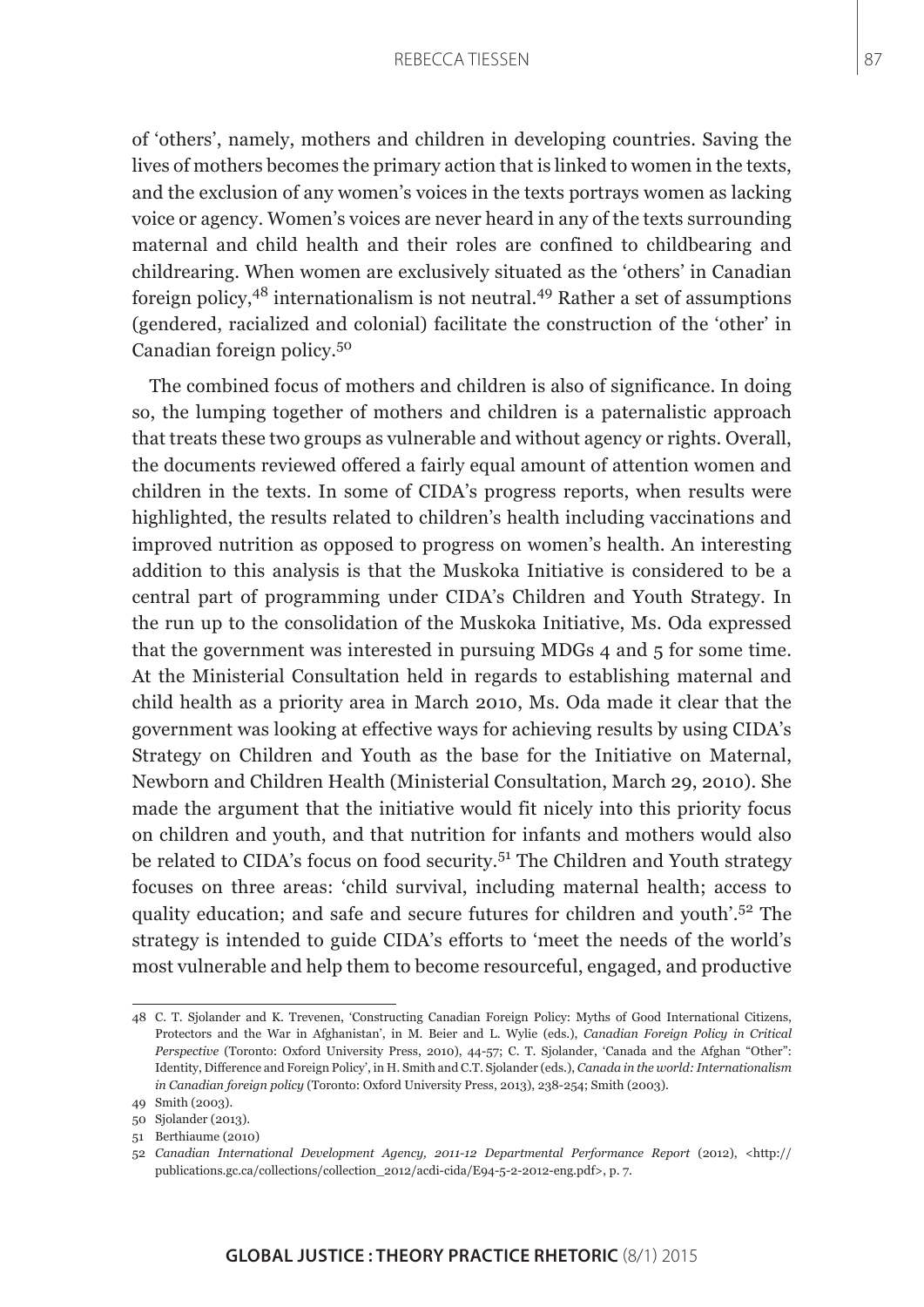of 'others', namely, mothers and children in developing countries. Saving the lives of mothers becomes the primary action that is linked to women in the texts, and the exclusion of any women's voices in the texts portrays women as lacking voice or agency. Women's voices are never heard in any of the texts surrounding maternal and child health and their roles are confined to childbearing and childrearing. When women are exclusively situated as the 'others' in Canadian foreign policy,[48] internationalism is not neutral.[49] Rather a set of assumptions (gendered, racialized and colonial) facilitate the construction of the 'other' in Canadian foreign policy.[50]

The combined focus of mothers and children is also of significance. In doing so, the lumping together of mothers and children is a paternalistic approach that treats these two groups as vulnerable and without agency or rights. Overall, the documents reviewed offered a fairly equal amount of attention women and children in the texts. In some of CIDA's progress reports, when results were highlighted, the results related to children's health including vaccinations and improved nutrition as opposed to progress on women's health. An interesting addition to this analysis is that the Muskoka Initiative is considered to be a central part of programming under CIDA's Children and Youth Strategy. In the run up to the consolidation of the Muskoka Initiative, Ms. Oda expressed that the government was interested in pursuing MDGs 4 and 5 for some time. At the Ministerial Consultation held in regards to establishing maternal and child health as a priority area in March 2010, Ms. Oda made it clear that the government was looking at effective ways for achieving results by using CIDA's Strategy on Children and Youth as the base for the Initiative on Maternal, Newborn and Children Health (Ministerial Consultation, March 29, 2010). She made the argument that the initiative would fit nicely into this priority focus on children and youth, and that nutrition for infants and mothers would also be related to CIDA's focus on food security.[51] The Children and Youth strategy focuses on three areas: 'child survival, including maternal health; access to quality education; and safe and secure futures for children and youth'.[52] The strategy is intended to guide CIDA's efforts to 'meet the needs of the world's most vulnerable and help them to become resourceful, engaged, and productive

---

48 C. T. Sjolander and K. Trevenen, 'Constructing Canadian Foreign Policy: Myths of Good International Citizens, Protectors and the War in Afghanistan', in M. Beier and L. Wylie (eds.), *Canadian Foreign Policy in Critical Perspective* (Toronto: Oxford University Press, 2010), 44-57; C. T. Sjolander, 'Canada and the Afghan "Other": Identity, Difference and Foreign Policy', in H. Smith and C.T. Sjolander (eds.), *Canada in the world: Internationalism in Canadian foreign policy* (Toronto: Oxford University Press, 2013), 238-254; Smith (2003).

49 Smith (2003).

50 Sjolander (2013).

51 Berthiaume (2010)

52 *Canadian International Development Agency, 2011-12 Departmental Performance Report* (2012), <http://publications.gc.ca/collections/collection_2012/acdi-cida/E94-5-2-2012-eng.pdf>, p. 7.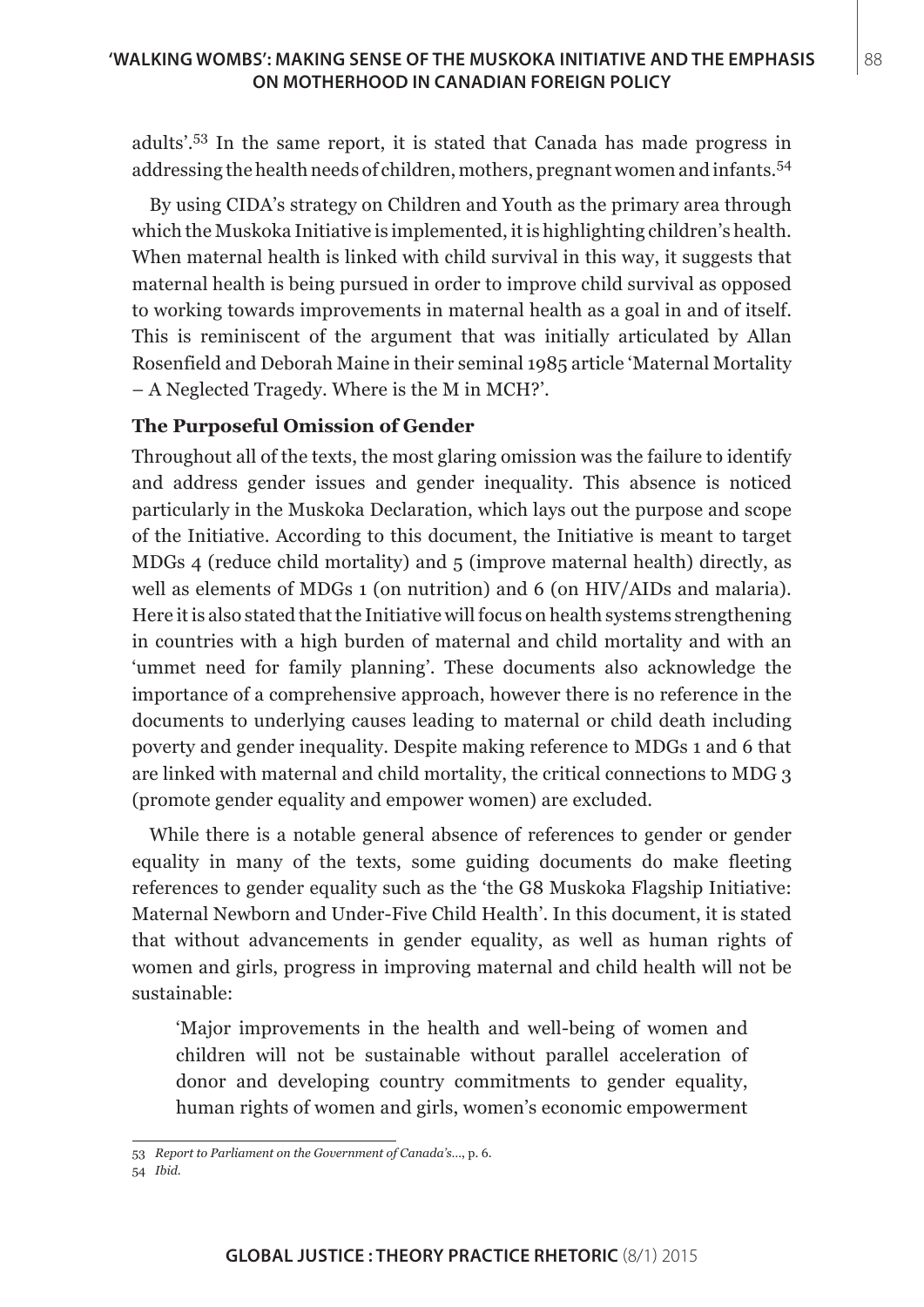adults'.[53] In the same report, it is stated that Canada has made progress in addressing the health needs of children, mothers, pregnant women and infants.[54]

By using CIDA's strategy on Children and Youth as the primary area through which the Muskoka Initiative is implemented, it is highlighting children's health. When maternal health is linked with child survival in this way, it suggests that maternal health is being pursued in order to improve child survival as opposed to working towards improvements in maternal health as a goal in and of itself. This is reminiscent of the argument that was initially articulated by Allan Rosenfield and Deborah Maine in their seminal 1985 article 'Maternal Mortality – A Neglected Tragedy. Where is the M in MCH?'.

### The Purposeful Omission of Gender

Throughout all of the texts, the most glaring omission was the failure to identify and address gender issues and gender inequality. This absence is noticed particularly in the Muskoka Declaration, which lays out the purpose and scope of the Initiative. According to this document, the Initiative is meant to target MDGs 4 (reduce child mortality) and 5 (improve maternal health) directly, as well as elements of MDGs 1 (on nutrition) and 6 (on HIV/AIDs and malaria). Here it is also stated that the Initiative will focus on health systems strengthening in countries with a high burden of maternal and child mortality and with an 'ummet need for family planning'. These documents also acknowledge the importance of a comprehensive approach, however there is no reference in the documents to underlying causes leading to maternal or child death including poverty and gender inequality. Despite making reference to MDGs 1 and 6 that are linked with maternal and child mortality, the critical connections to MDG 3 (promote gender equality and empower women) are excluded.

While there is a notable general absence of references to gender or gender equality in many of the texts, some guiding documents do make fleeting references to gender equality such as the 'the G8 Muskoka Flagship Initiative: Maternal Newborn and Under-Five Child Health'. In this document, it is stated that without advancements in gender equality, as well as human rights of women and girls, progress in improving maternal and child health will not be sustainable:

> 'Major improvements in the health and well-being of women and children will not be sustainable without parallel acceleration of donor and developing country commitments to gender equality, human rights of women and girls, women's economic empowerment

---

53 *Report to Parliament on the Government of Canada's...*, p. 6.

54 *Ibid.*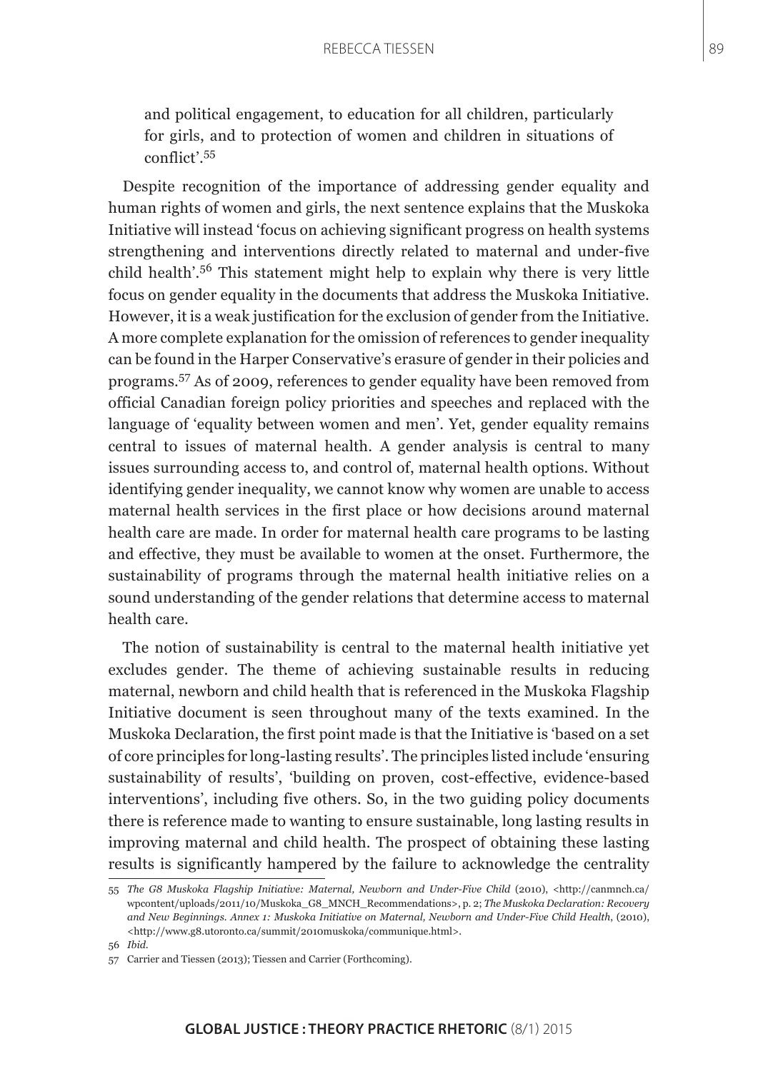and political engagement, to education for all children, particularly for girls, and to protection of women and children in situations of conflict'.[55]

Despite recognition of the importance of addressing gender equality and human rights of women and girls, the next sentence explains that the Muskoka Initiative will instead 'focus on achieving significant progress on health systems strengthening and interventions directly related to maternal and under-five child health'.[56] This statement might help to explain why there is very little focus on gender equality in the documents that address the Muskoka Initiative. However, it is a weak justification for the exclusion of gender from the Initiative. A more complete explanation for the omission of references to gender inequality can be found in the Harper Conservative's erasure of gender in their policies and programs.[57] As of 2009, references to gender equality have been removed from official Canadian foreign policy priorities and speeches and replaced with the language of 'equality between women and men'. Yet, gender equality remains central to issues of maternal health. A gender analysis is central to many issues surrounding access to, and control of, maternal health options. Without identifying gender inequality, we cannot know why women are unable to access maternal health services in the first place or how decisions around maternal health care are made. In order for maternal health care programs to be lasting and effective, they must be available to women at the onset. Furthermore, the sustainability of programs through the maternal health initiative relies on a sound understanding of the gender relations that determine access to maternal health care.

The notion of sustainability is central to the maternal health initiative yet excludes gender. The theme of achieving sustainable results in reducing maternal, newborn and child health that is referenced in the Muskoka Flagship Initiative document is seen throughout many of the texts examined. In the Muskoka Declaration, the first point made is that the Initiative is 'based on a set of core principles for long-lasting results'. The principles listed include 'ensuring sustainability of results', 'building on proven, cost-effective, evidence-based interventions', including five others. So, in the two guiding policy documents there is reference made to wanting to ensure sustainable, long lasting results in improving maternal and child health. The prospect of obtaining these lasting results is significantly hampered by the failure to acknowledge the centrality

55 *The G8 Muskoka Flagship Initiative: Maternal, Newborn and Under-Five Child* (2010), <http://canmnch.ca/wpcontent/uploads/2011/10/Muskoka_G8_MNCH_Recommendations>, p. 2; *The Muskoka Declaration: Recovery and New Beginnings. Annex 1: Muskoka Initiative on Maternal, Newborn and Under-Five Child Health*, (2010), <http://www.g8.utoronto.ca/summit/2010muskoka/communique.html>.

56 *Ibid.*

57 Carrier and Tiessen (2013); Tiessen and Carrier (Forthcoming).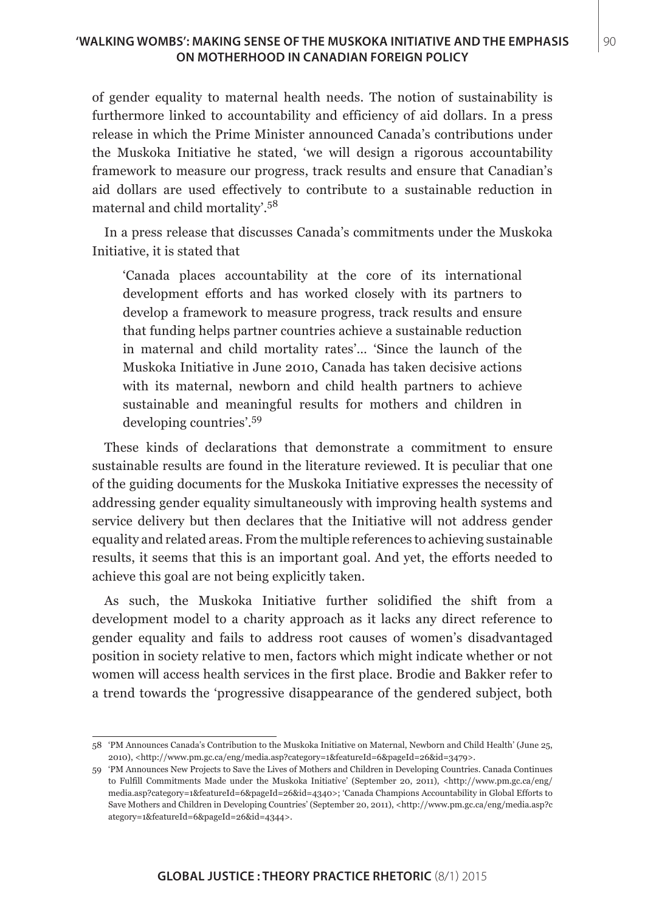of gender equality to maternal health needs. The notion of sustainability is furthermore linked to accountability and efficiency of aid dollars. In a press release in which the Prime Minister announced Canada's contributions under the Muskoka Initiative he stated, 'we will design a rigorous accountability framework to measure our progress, track results and ensure that Canadian's aid dollars are used effectively to contribute to a sustainable reduction in maternal and child mortality'.[58]

In a press release that discusses Canada's commitments under the Muskoka Initiative, it is stated that

> 'Canada places accountability at the core of its international development efforts and has worked closely with its partners to develop a framework to measure progress, track results and ensure that funding helps partner countries achieve a sustainable reduction in maternal and child mortality rates'… 'Since the launch of the Muskoka Initiative in June 2010, Canada has taken decisive actions with its maternal, newborn and child health partners to achieve sustainable and meaningful results for mothers and children in developing countries'.[59]

These kinds of declarations that demonstrate a commitment to ensure sustainable results are found in the literature reviewed. It is peculiar that one of the guiding documents for the Muskoka Initiative expresses the necessity of addressing gender equality simultaneously with improving health systems and service delivery but then declares that the Initiative will not address gender equality and related areas. From the multiple references to achieving sustainable results, it seems that this is an important goal. And yet, the efforts needed to achieve this goal are not being explicitly taken.

As such, the Muskoka Initiative further solidified the shift from a development model to a charity approach as it lacks any direct reference to gender equality and fails to address root causes of women's disadvantaged position in society relative to men, factors which might indicate whether or not women will access health services in the first place. Brodie and Bakker refer to a trend towards the 'progressive disappearance of the gendered subject, both

---

58 'PM Announces Canada's Contribution to the Muskoka Initiative on Maternal, Newborn and Child Health' (June 25, 2010), <http://www.pm.gc.ca/eng/media.asp?category=1&featureId=6&pageId=26&id=3479>.

59 'PM Announces New Projects to Save the Lives of Mothers and Children in Developing Countries. Canada Continues to Fulfill Commitments Made under the Muskoka Initiative' (September 20, 2011), <http://www.pm.gc.ca/eng/media.asp?category=1&featureId=6&pageId=26&id=4340>; 'Canada Champions Accountability in Global Efforts to Save Mothers and Children in Developing Countries' (September 20, 2011), <http://www.pm.gc.ca/eng/media.asp?category=1&featureId=6&pageId=26&id=4344>.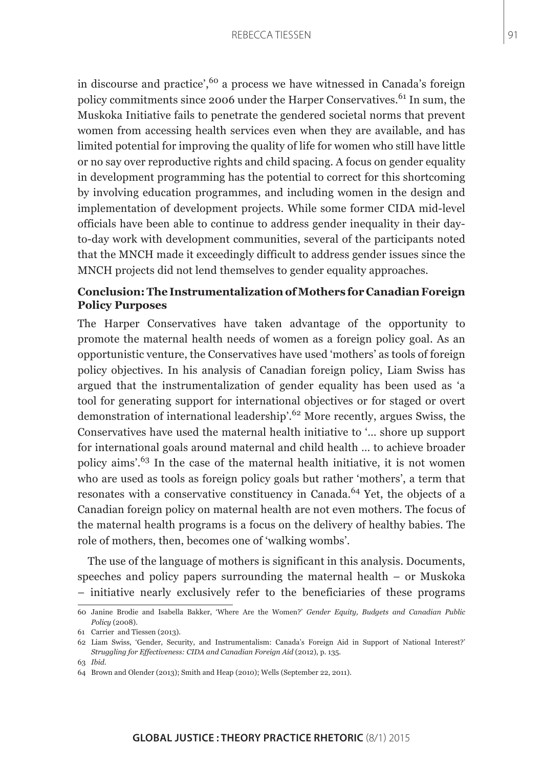in discourse and practice',[60] a process we have witnessed in Canada's foreign policy commitments since 2006 under the Harper Conservatives.[61] In sum, the Muskoka Initiative fails to penetrate the gendered societal norms that prevent women from accessing health services even when they are available, and has limited potential for improving the quality of life for women who still have little or no say over reproductive rights and child spacing. A focus on gender equality in development programming has the potential to correct for this shortcoming by involving education programmes, and including women in the design and implementation of development projects. While some former CIDA mid-level officials have been able to continue to address gender inequality in their day-to-day work with development communities, several of the participants noted that the MNCH made it exceedingly difficult to address gender issues since the MNCH projects did not lend themselves to gender equality approaches.

## Conclusion: The Instrumentalization of Mothers for Canadian Foreign Policy Purposes

The Harper Conservatives have taken advantage of the opportunity to promote the maternal health needs of women as a foreign policy goal. As an opportunistic venture, the Conservatives have used 'mothers' as tools of foreign policy objectives. In his analysis of Canadian foreign policy, Liam Swiss has argued that the instrumentalization of gender equality has been used as 'a tool for generating support for international objectives or for staged or overt demonstration of international leadership'.[62] More recently, argues Swiss, the Conservatives have used the maternal health initiative to '… shore up support for international goals around maternal and child health … to achieve broader policy aims'.[63] In the case of the maternal health initiative, it is not women who are used as tools as foreign policy goals but rather 'mothers', a term that resonates with a conservative constituency in Canada.[64] Yet, the objects of a Canadian foreign policy on maternal health are not even mothers. The focus of the maternal health programs is a focus on the delivery of healthy babies. The role of mothers, then, becomes one of 'walking wombs'.

The use of the language of mothers is significant in this analysis. Documents, speeches and policy papers surrounding the maternal health – or Muskoka – initiative nearly exclusively refer to the beneficiaries of these programs

---

60 Janine Brodie and Isabella Bakker, 'Where Are the Women?' *Gender Equity, Budgets and Canadian Public Policy* (2008).

61 Carrier and Tiessen (2013).

62 Liam Swiss, 'Gender, Security, and Instrumentalism: Canada's Foreign Aid in Support of National Interest?' *Struggling for Effectiveness: CIDA and Canadian Foreign Aid* (2012), p. 135.

63 *Ibid.*

64 Brown and Olender (2013); Smith and Heap (2010); Wells (September 22, 2011).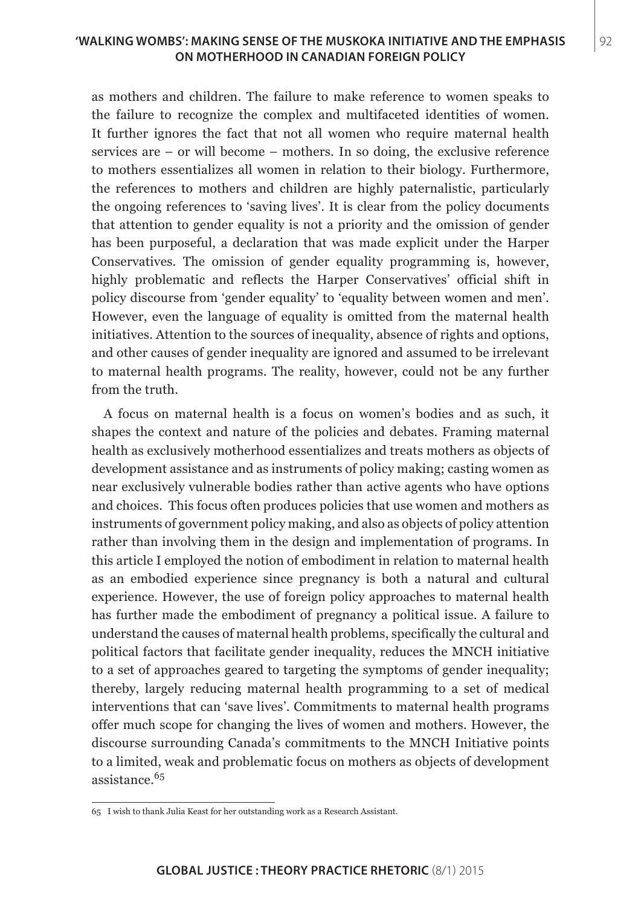as mothers and children. The failure to make reference to women speaks to the failure to recognize the complex and multifaceted identities of women. It further ignores the fact that not all women who require maternal health services are – or will become – mothers. In so doing, the exclusive reference to mothers essentializes all women in relation to their biology. Furthermore, the references to mothers and children are highly paternalistic, particularly the ongoing references to 'saving lives'. It is clear from the policy documents that attention to gender equality is not a priority and the omission of gender has been purposeful, a declaration that was made explicit under the Harper Conservatives. The omission of gender equality programming is, however, highly problematic and reflects the Harper Conservatives' official shift in policy discourse from 'gender equality' to 'equality between women and men'. However, even the language of equality is omitted from the maternal health initiatives. Attention to the sources of inequality, absence of rights and options, and other causes of gender inequality are ignored and assumed to be irrelevant to maternal health programs. The reality, however, could not be any further from the truth.

A focus on maternal health is a focus on women's bodies and as such, it shapes the context and nature of the policies and debates. Framing maternal health as exclusively motherhood essentializes and treats mothers as objects of development assistance and as instruments of policy making; casting women as near exclusively vulnerable bodies rather than active agents who have options and choices. This focus often produces policies that use women and mothers as instruments of government policy making, and also as objects of policy attention rather than involving them in the design and implementation of programs. In this article I employed the notion of embodiment in relation to maternal health as an embodied experience since pregnancy is both a natural and cultural experience. However, the use of foreign policy approaches to maternal health has further made the embodiment of pregnancy a political issue. A failure to understand the causes of maternal health problems, specifically the cultural and political factors that facilitate gender inequality, reduces the MNCH initiative to a set of approaches geared to targeting the symptoms of gender inequality; thereby, largely reducing maternal health programming to a set of medical interventions that can 'save lives'. Commitments to maternal health programs offer much scope for changing the lives of women and mothers. However, the discourse surrounding Canada's commitments to the MNCH Initiative points to a limited, weak and problematic focus on mothers as objects of development assistance.[65]

65 I wish to thank Julia Keast for her outstanding work as a Research Assistant.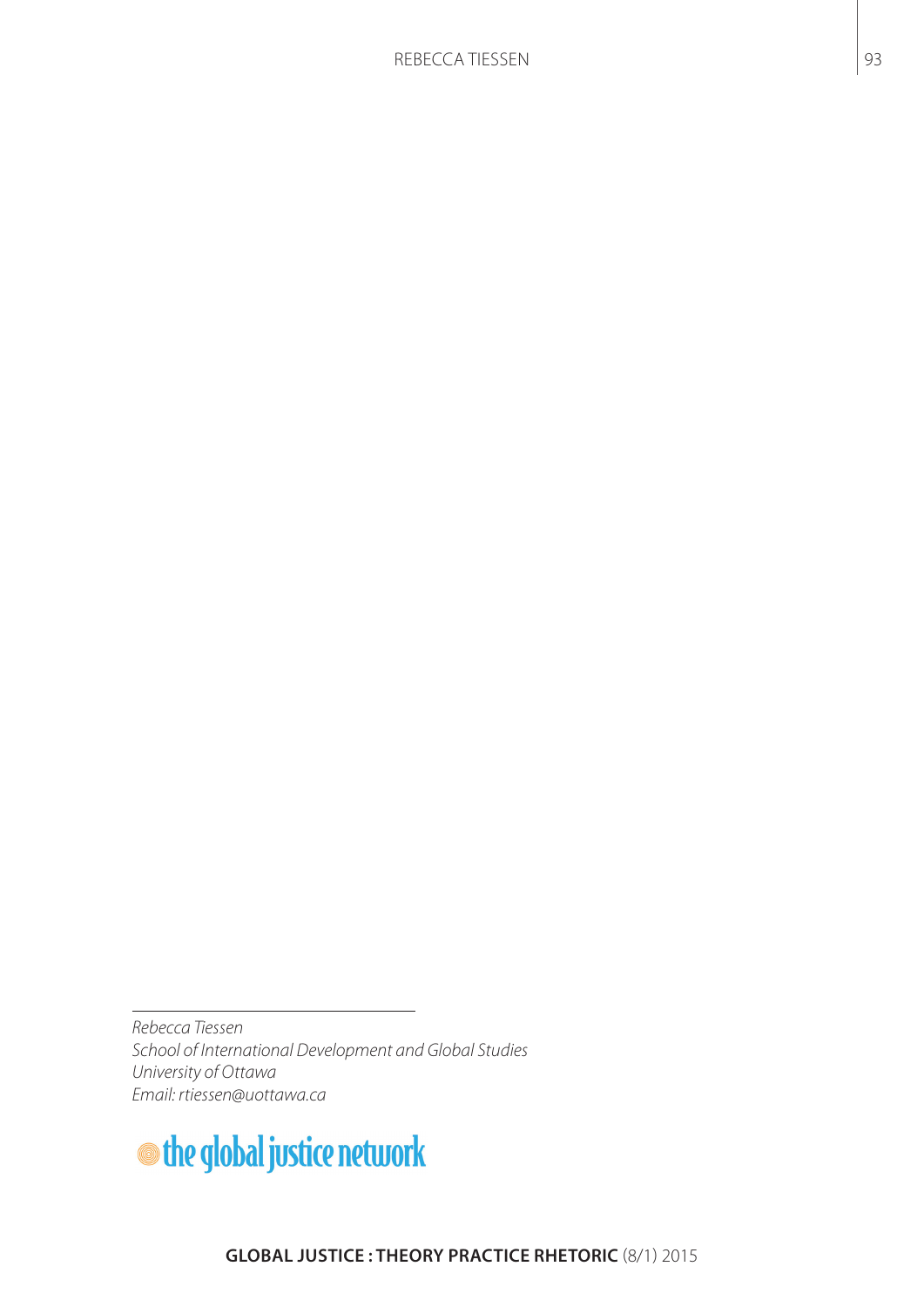*Rebecca Tiessen*
*School of International Development and Global Studies*
*University of Ottawa*
*Email: rtiessen@uottawa.ca*

the global justice network